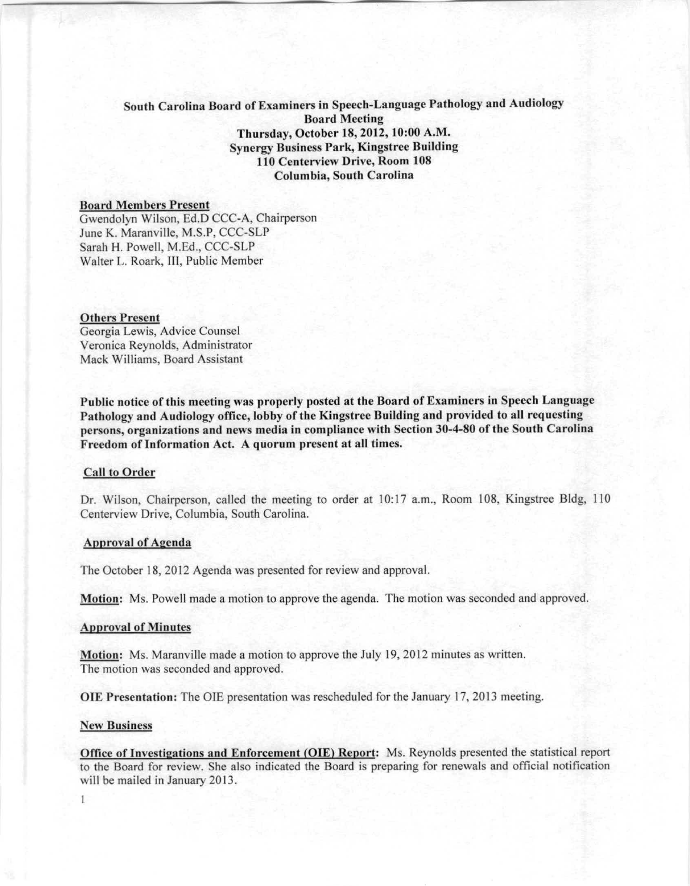**South Carolina Board of Examiners in Speech-Language Pathology and Audiology**
**Board Meeting**
**Thursday, October 18, 2012, 10:00 A.M.**
**Synergy Business Park, Kingstree Building**
**110 Centerview Drive, Room 108**
**Columbia, South Carolina**

**Board Members Present**
Gwendolyn Wilson, Ed.D CCC-A, Chairperson
June K. Maranville, M.S.P, CCC-SLP
Sarah H. Powell, M.Ed., CCC-SLP
Walter L. Roark, III, Public Member

**Others Present**
Georgia Lewis, Advice Counsel
Veronica Reynolds, Administrator
Mack Williams, Board Assistant

**Public notice of this meeting was properly posted at the Board of Examiners in Speech Language Pathology and Audiology office, lobby of the Kingstree Building and provided to all requesting persons, organizations and news media in compliance with Section 30-4-80 of the South Carolina Freedom of Information Act. A quorum present at all times.**

**Call to Order**

Dr. Wilson, Chairperson, called the meeting to order at 10:17 a.m., Room 108, Kingstree Bldg, 110 Centerview Drive, Columbia, South Carolina.

**Approval of Agenda**

The October 18, 2012 Agenda was presented for review and approval.

**Motion:** Ms. Powell made a motion to approve the agenda. The motion was seconded and approved.

**Approval of Minutes**

**Motion:** Ms. Maranville made a motion to approve the July 19, 2012 minutes as written. The motion was seconded and approved.

**OIE Presentation:** The OIE presentation was rescheduled for the January 17, 2013 meeting.

**New Business**

**Office of Investigations and Enforcement (OIE) Report:** Ms. Reynolds presented the statistical report to the Board for review. She also indicated the Board is preparing for renewals and official notification will be mailed in January 2013.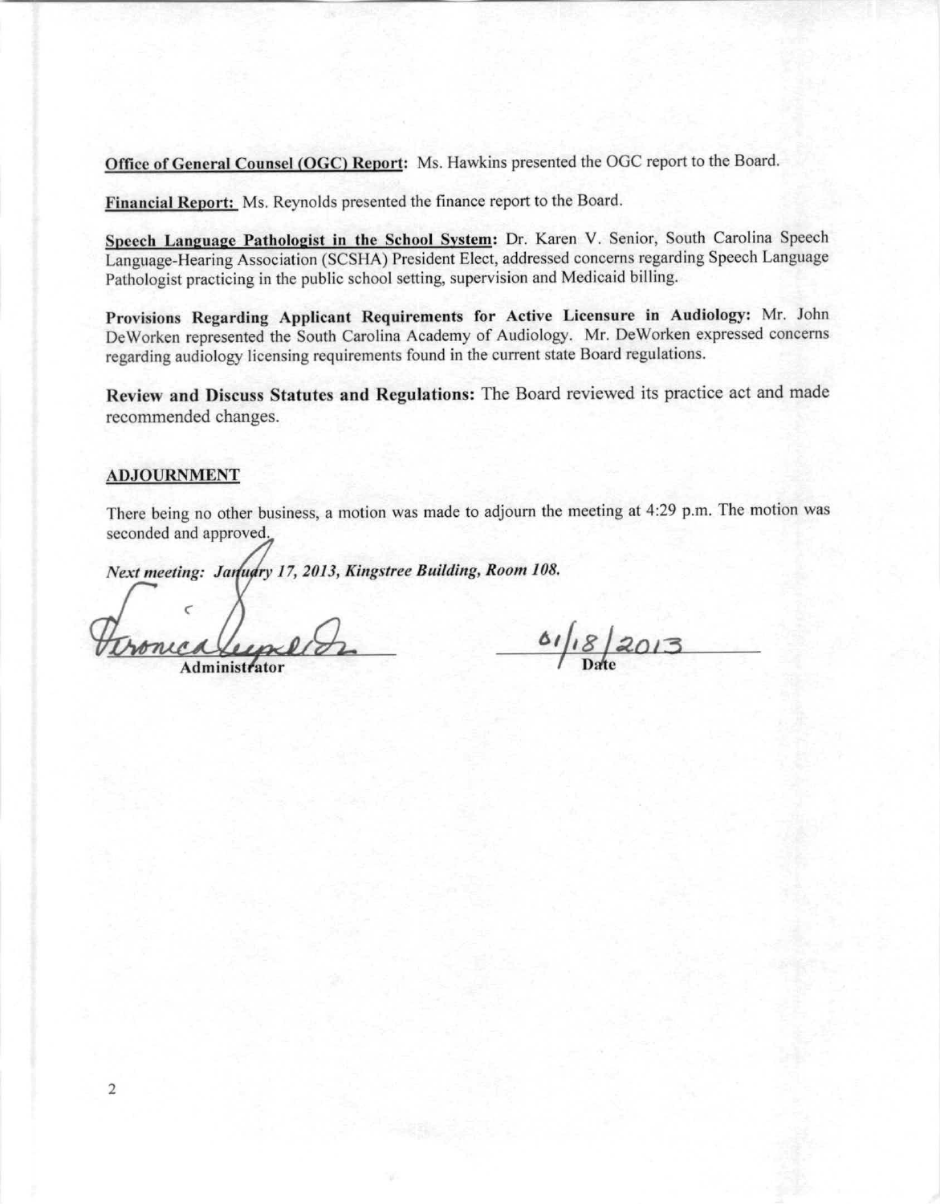**Office of General Counsel (OGC) Report:** Ms. Hawkins presented the OGC report to the Board.

**Financial Report:** Ms. Reynolds presented the finance report to the Board.

**Speech Language Pathologist in the School System:** Dr. Karen V. Senior, South Carolina Speech Language-Hearing Association (SCSHA) President Elect, addressed concerns regarding Speech Language Pathologist practicing in the public school setting, supervision and Medicaid billing.

**Provisions Regarding Applicant Requirements for Active Licensure in Audiology:** Mr. John DeWorken represented the South Carolina Academy of Audiology. Mr. DeWorken expressed concerns regarding audiology licensing requirements found in the current state Board regulations.

**Review and Discuss Statutes and Regulations:** The Board reviewed its practice act and made recommended changes.

**ADJOURNMENT**

There being no other business, a motion was made to adjourn the meeting at 4:29 p.m. The motion was seconded and approved.

***Next meeting: January 17, 2013, Kingstree Building, Room 108.***

Veronica Reynolds  
**Administrator**

01/18/2013  
**Date**